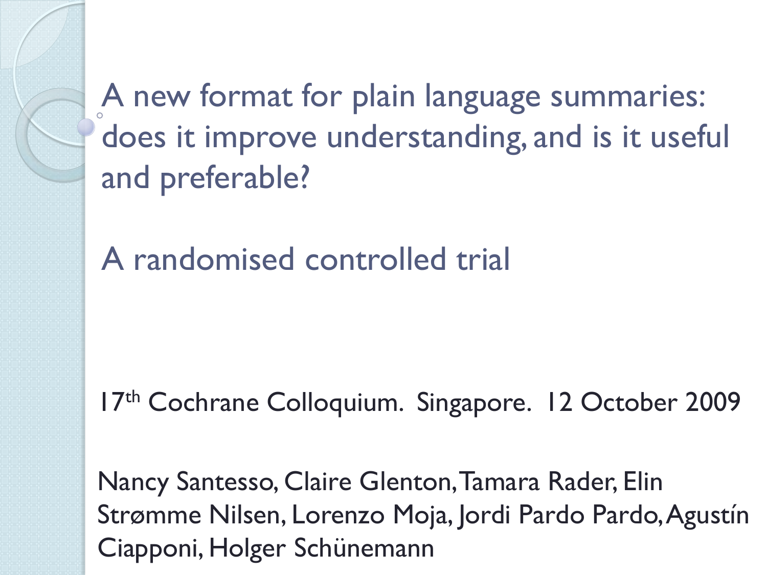# A new format for plain language summaries: does it improve understanding, and is it useful and preferable?

## A randomised controlled trial

17th Cochrane Colloquium. Singapore. 12 October 2009

Nancy Santesso, Claire Glenton, Tamara Rader, Elin Strømme Nilsen, Lorenzo Moja, Jordi Pardo Pardo, Agustín Ciapponi, Holger Schünemann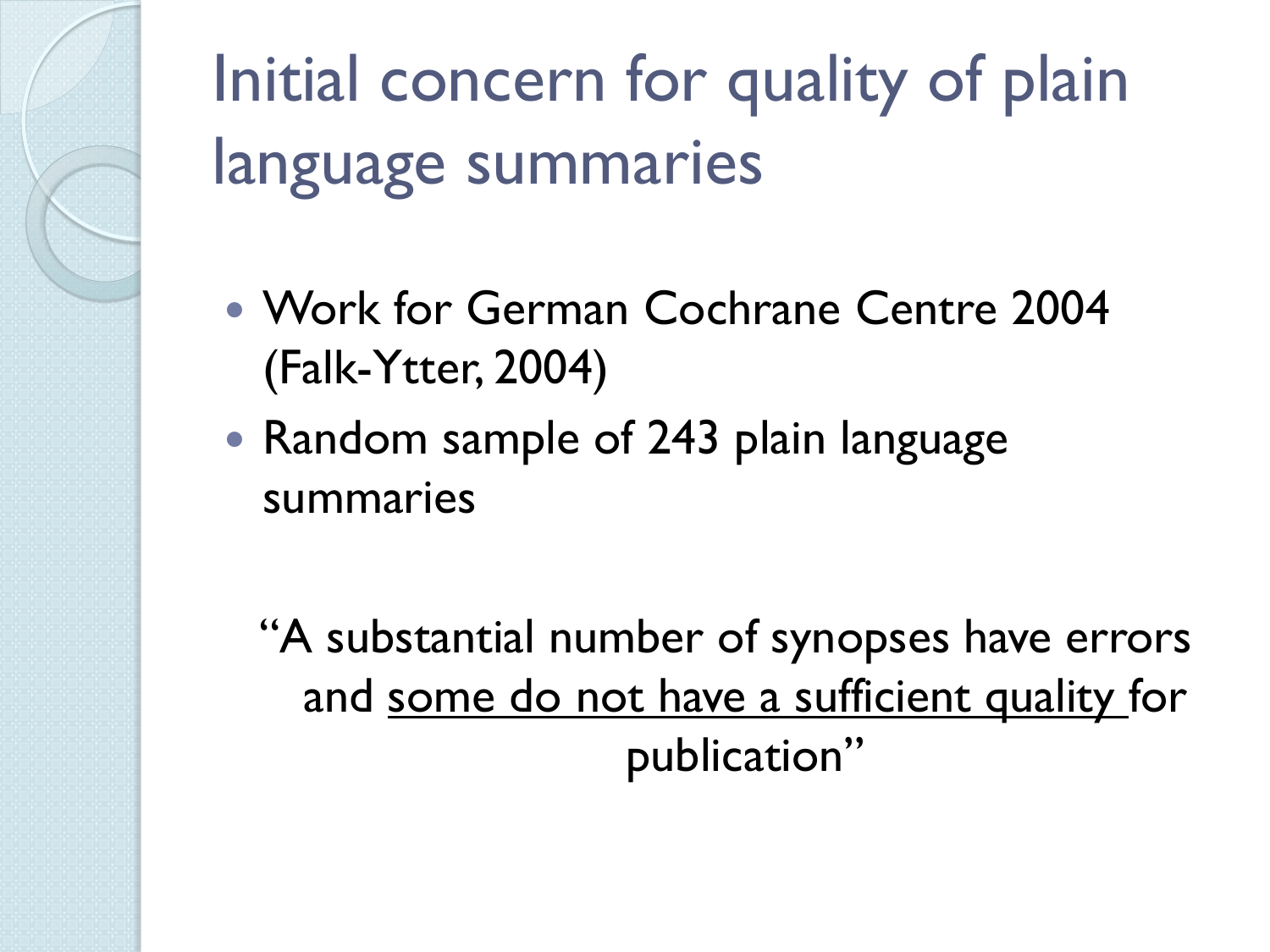# Initial concern for quality of plain language summaries

- Work for German Cochrane Centre 2004 (Falk-Ytter, 2004)
- Random sample of 243 plain language summaries

"A substantial number of synopses have errors and <u>some do not have a sufficient quality</u> for publication"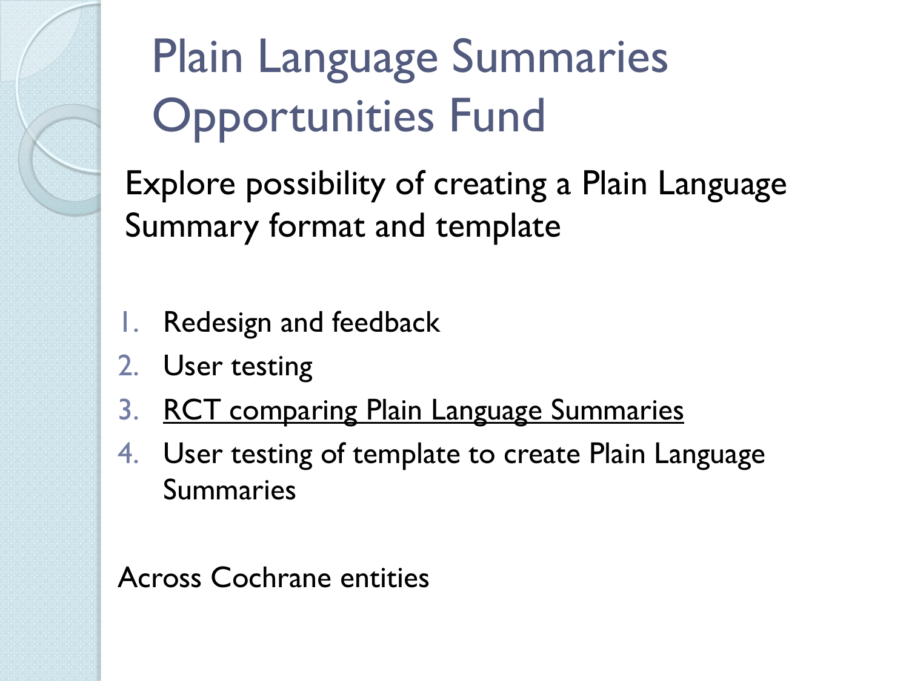# Plain Language Summaries Opportunities Fund

Explore possibility of creating a Plain Language Summary format and template

1. Redesign and feedback
2. User testing
3. <u>RCT comparing Plain Language Summaries</u>
4. User testing of template to create Plain Language Summaries

Across Cochrane entities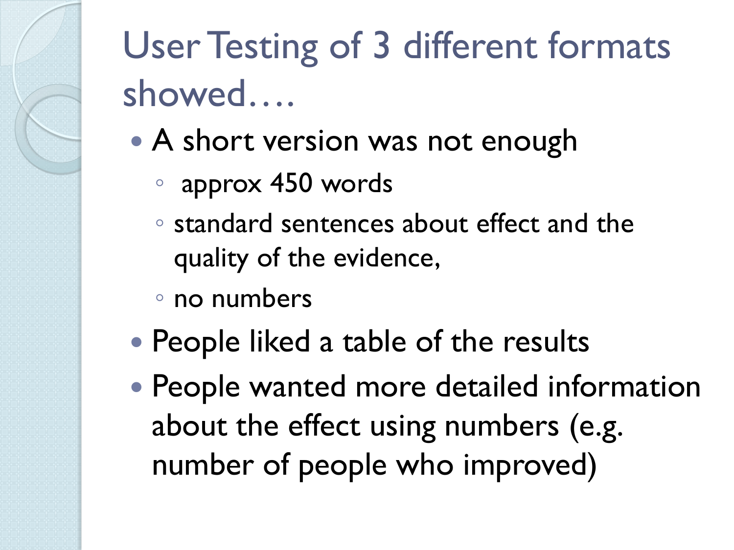# User Testing of 3 different formats showed….

- A short version was not enough
  - approx 450 words
  - standard sentences about effect and the quality of the evidence,
  - no numbers
- People liked a table of the results
- People wanted more detailed information about the effect using numbers (e.g. number of people who improved)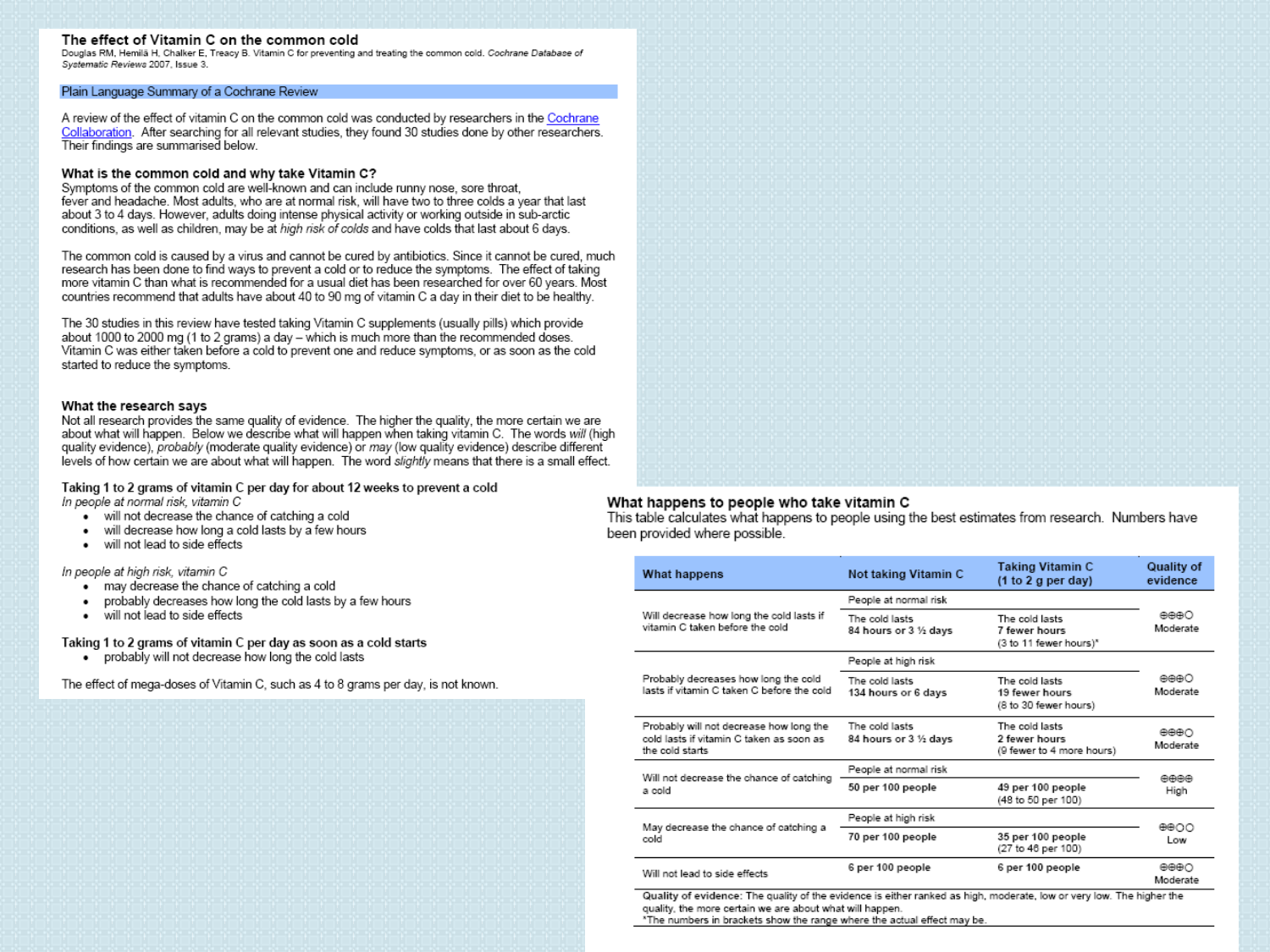# The effect of Vitamin C on the common cold

Douglas RM, Hemilä H, Chalker E, Treacy B. Vitamin C for preventing and treating the common cold. *Cochrane Database of Systematic Reviews* 2007, Issue 3.

## Plain Language Summary of a Cochrane Review

A review of the effect of vitamin C on the common cold was conducted by researchers in the Cochrane Collaboration. After searching for all relevant studies, they found 30 studies done by other researchers. Their findings are summarised below.

### What is the common cold and why take Vitamin C?

Symptoms of the common cold are well-known and can include runny nose, sore throat, fever and headache. Most adults, who are at normal risk, will have two to three colds a year that last about 3 to 4 days. However, adults doing intense physical activity or working outside in sub-arctic conditions, as well as children, may be at *high risk of colds* and have colds that last about 6 days.

The common cold is caused by a virus and cannot be cured by antibiotics. Since it cannot be cured, much research has been done to find ways to prevent a cold or to reduce the symptoms. The effect of taking more vitamin C than what is recommended for a usual diet has been researched for over 60 years. Most countries recommend that adults have about 40 to 90 mg of vitamin C a day in their diet to be healthy.

The 30 studies in this review have tested taking Vitamin C supplements (usually pills) which provide about 1000 to 2000 mg (1 to 2 grams) a day – which is much more than the recommended doses. Vitamin C was either taken before a cold to prevent one and reduce symptoms, or as soon as the cold started to reduce the symptoms.

### What the research says

Not all research provides the same quality of evidence. The higher the quality, the more certain we are about what will happen. Below we describe what will happen when taking vitamin C. The words *will* (high quality evidence), *probably* (moderate quality evidence) or *may* (low quality evidence) describe different levels of how certain we are about what will happen. The word *slightly* means that there is a small effect.

**Taking 1 to 2 grams of vitamin C per day for about 12 weeks to prevent a cold**

*In people at normal risk, vitamin C*

- will not decrease the chance of catching a cold
- will decrease how long a cold lasts by a few hours
- will not lead to side effects

*In people at high risk, vitamin C*

- may decrease the chance of catching a cold
- probably decreases how long the cold lasts by a few hours
- will not lead to side effects

**Taking 1 to 2 grams of vitamin C per day as soon as a cold starts**

- probably will not decrease how long the cold lasts

The effect of mega-doses of Vitamin C, such as 4 to 8 grams per day, is not known.

### What happens to people who take vitamin C

This table calculates what happens to people using the best estimates from research. Numbers have been provided where possible.

| What happens | Not taking Vitamin C | Taking Vitamin C (1 to 2 g per day) | Quality of evidence |
|---|---|---|---|
| | People at normal risk | | |
| Will decrease how long the cold lasts if vitamin C taken before the cold | The cold lasts **84 hours or 3 ½ days** | The cold lasts **7 fewer hours** (3 to 11 fewer hours)* | ⊕⊕⊕○ Moderate |
| | People at high risk | | |
| Probably decreases how long the cold lasts if vitamin C taken before the cold | The cold lasts **134 hours or 6 days** | The cold lasts **19 fewer hours** (8 to 30 fewer hours) | ⊕⊕⊕○ Moderate |
| Probably will not decrease how long the cold lasts if vitamin C taken as soon as the cold starts | The cold lasts **84 hours or 3 ½ days** | The cold lasts **2 fewer hours** (9 fewer to 4 more hours) | ⊕⊕⊕○ Moderate |
| | People at normal risk | | |
| Will not decrease the chance of catching a cold | **50 per 100 people** | **49 per 100 people** (48 to 50 per 100) | ⊕⊕⊕⊕ High |
| | People at high risk | | |
| May decrease the chance of catching a cold | **70 per 100 people** | **35 per 100 people** (27 to 46 per 100) | ⊕⊕○○ Low |
| Will not lead to side effects | **6 per 100 people** | **6 per 100 people** | ⊕⊕⊕○ Moderate |

Quality of evidence: The quality of the evidence is either ranked as high, moderate, low or very low. The higher the quality, the more certain we are about what will happen.
*The numbers in brackets show the range where the actual effect may be.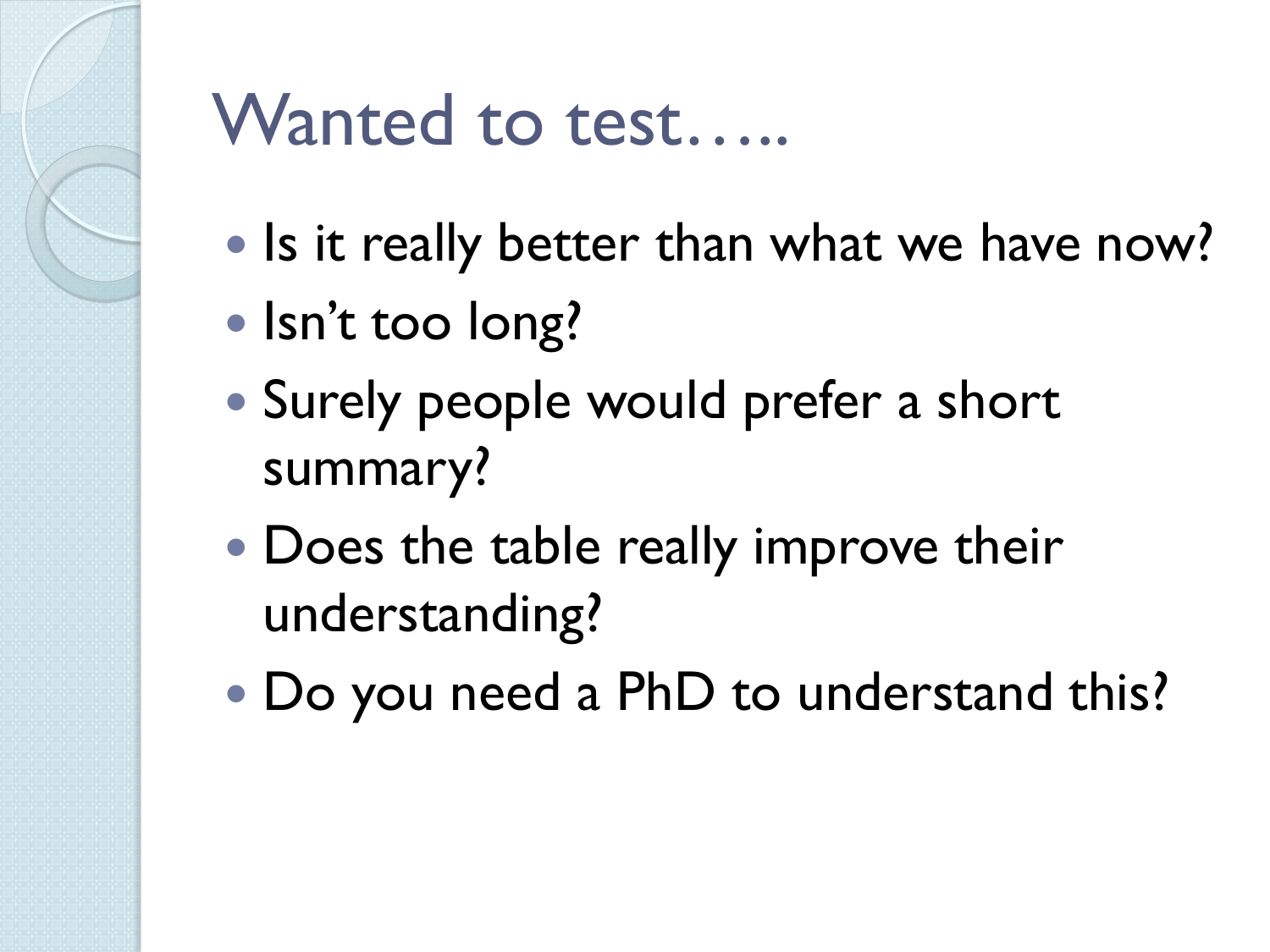# Wanted to test…..

- Is it really better than what we have now?
- Isn't too long?
- Surely people would prefer a short summary?
- Does the table really improve their understanding?
- Do you need a PhD to understand this?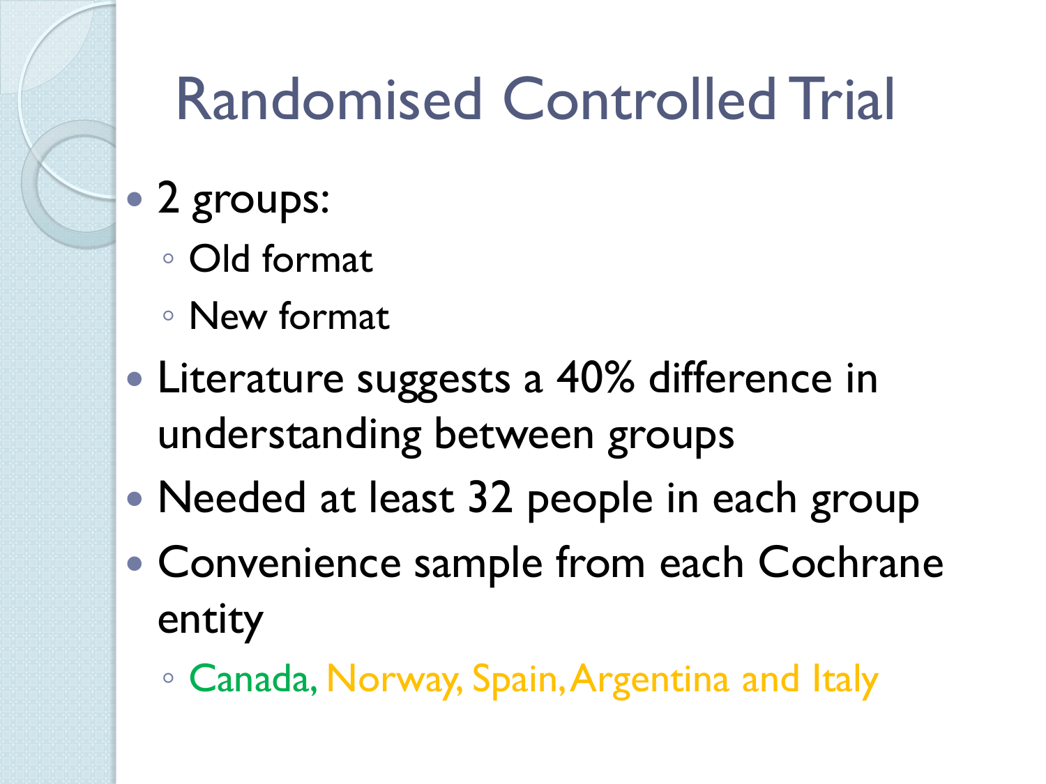# Randomised Controlled Trial

- 2 groups:
  - Old format
  - New format
- Literature suggests a 40% difference in understanding between groups
- Needed at least 32 people in each group
- Convenience sample from each Cochrane entity
  - Canada, Norway, Spain, Argentina and Italy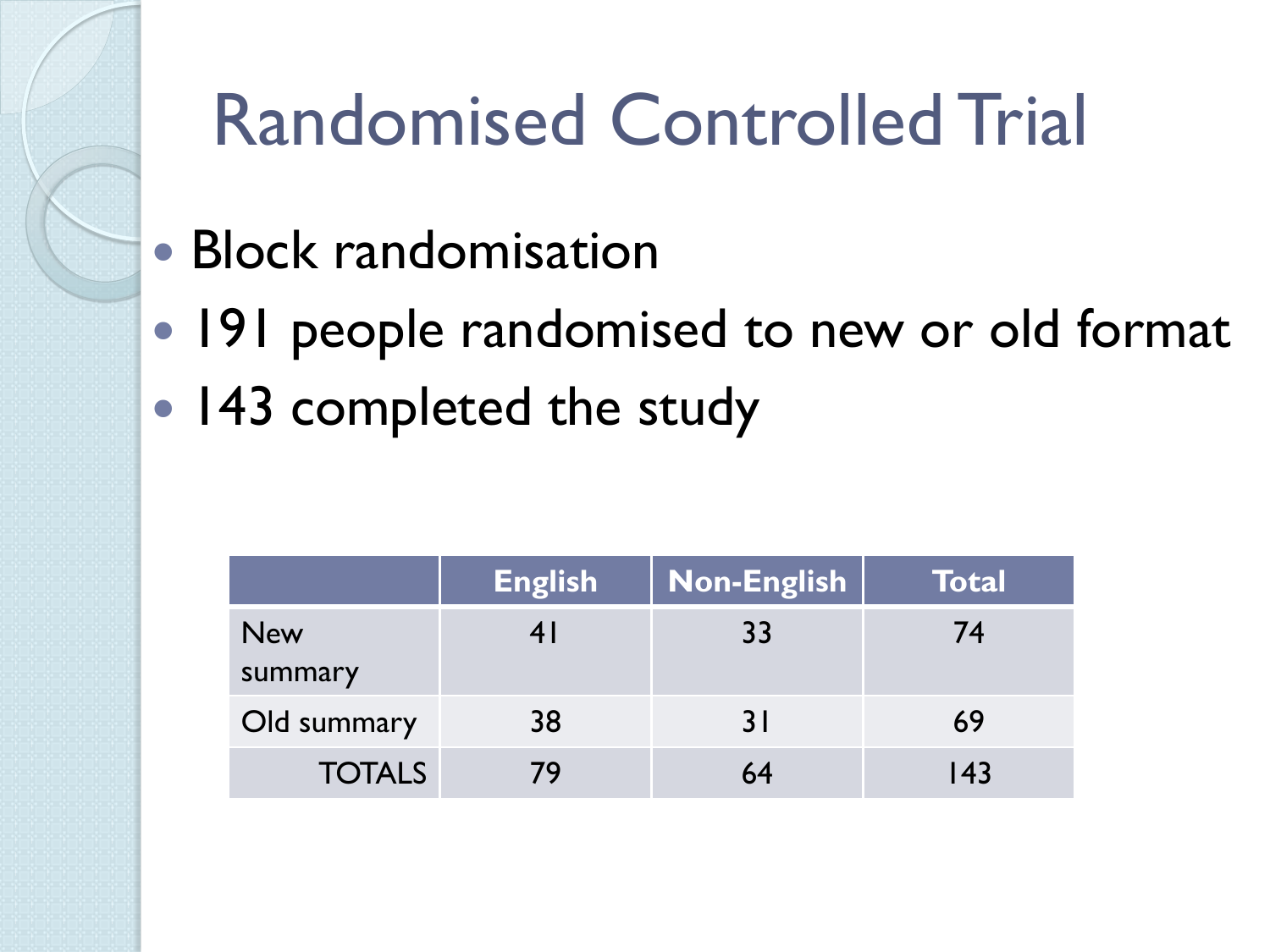# Randomised Controlled Trial

- Block randomisation
- 191 people randomised to new or old format
- 143 completed the study

| | English | Non-English | Total |
|---|---|---|---|
| New summary | 41 | 33 | 74 |
| Old summary | 38 | 31 | 69 |
| TOTALS | 79 | 64 | 143 |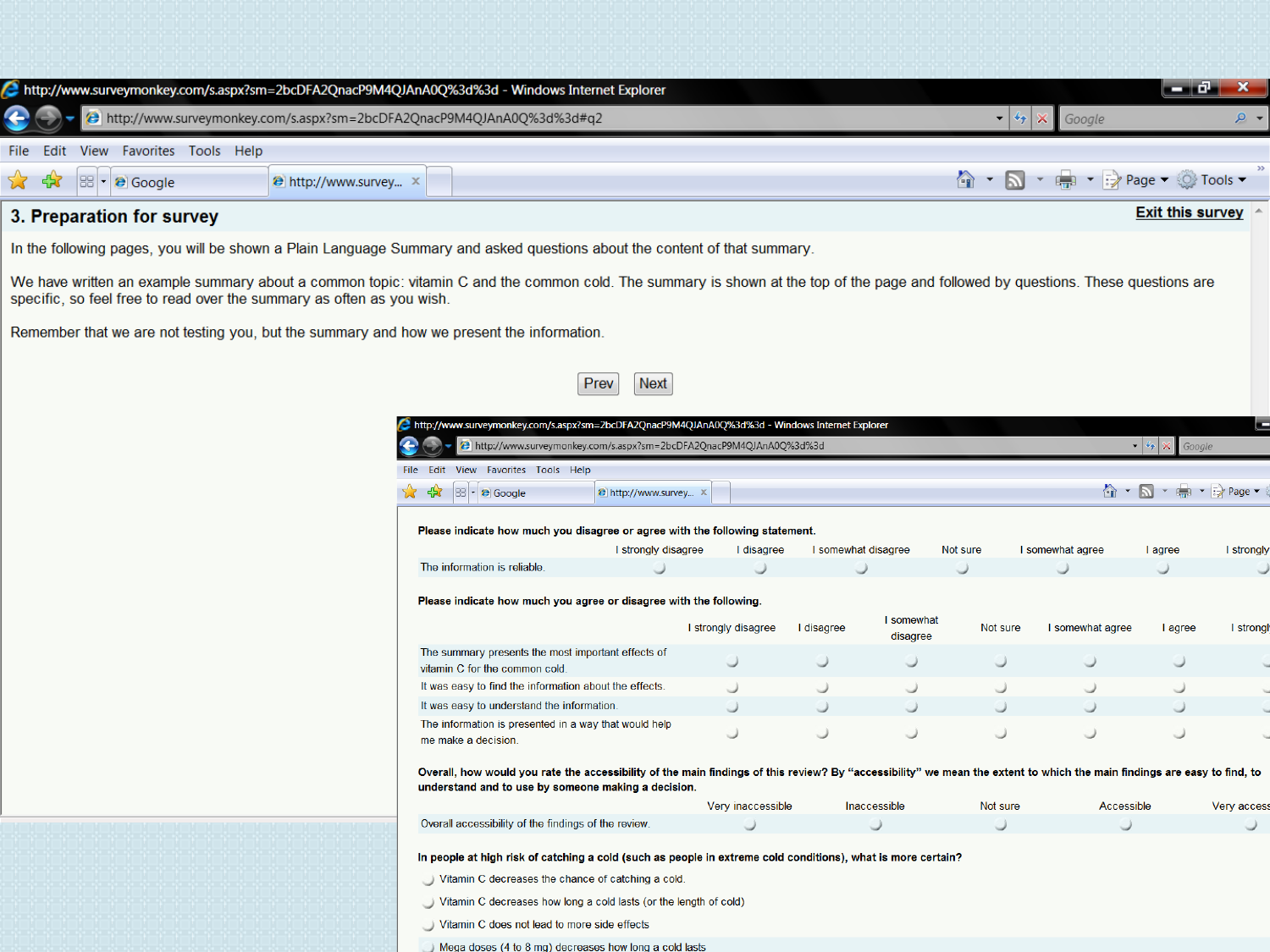## 3. Preparation for survey

Exit this survey

In the following pages, you will be shown a Plain Language Summary and asked questions about the content of that summary.

We have written an example summary about a common topic: vitamin C and the common cold. The summary is shown at the top of the page and followed by questions. These questions are specific, so feel free to read over the summary as often as you wish.

Remember that we are not testing you, but the summary and how we present the information.

Prev | Next

**Please indicate how much you disagree or agree with the following statement.**

| | I strongly disagree | I disagree | I somewhat disagree | Not sure | I somewhat agree | I agree | I strongly |
|---|---|---|---|---|---|---|---|
| The information is reliable. | | | | | | | |

**Please indicate how much you agree or disagree with the following.**

| | I strongly disagree | I disagree | I somewhat disagree | Not sure | I somewhat agree | I agree | I strongl |
|---|---|---|---|---|---|---|---|
| The summary presents the most important effects of vitamin C for the common cold. | | | | | | | |
| It was easy to find the information about the effects. | | | | | | | |
| It was easy to understand the information. | | | | | | | |
| The information is presented in a way that would help me make a decision. | | | | | | | |

**Overall, how would you rate the accessibility of the main findings of this review? By "accessibility" we mean the extent to which the main findings are easy to find, to understand and to use by someone making a decision.**

| | Very inaccessible | Inaccessible | Not sure | Accessible | Very access |
|---|---|---|---|---|---|
| Overall accessibility of the findings of the review. | | | | | |

**In people at high risk of catching a cold (such as people in extreme cold conditions), what is more certain?**

- Vitamin C decreases the chance of catching a cold.
- Vitamin C decreases how long a cold lasts (or the length of cold)
- Vitamin C does not lead to more side effects
- Mega doses (4 to 8 mg) decreases how long a cold lasts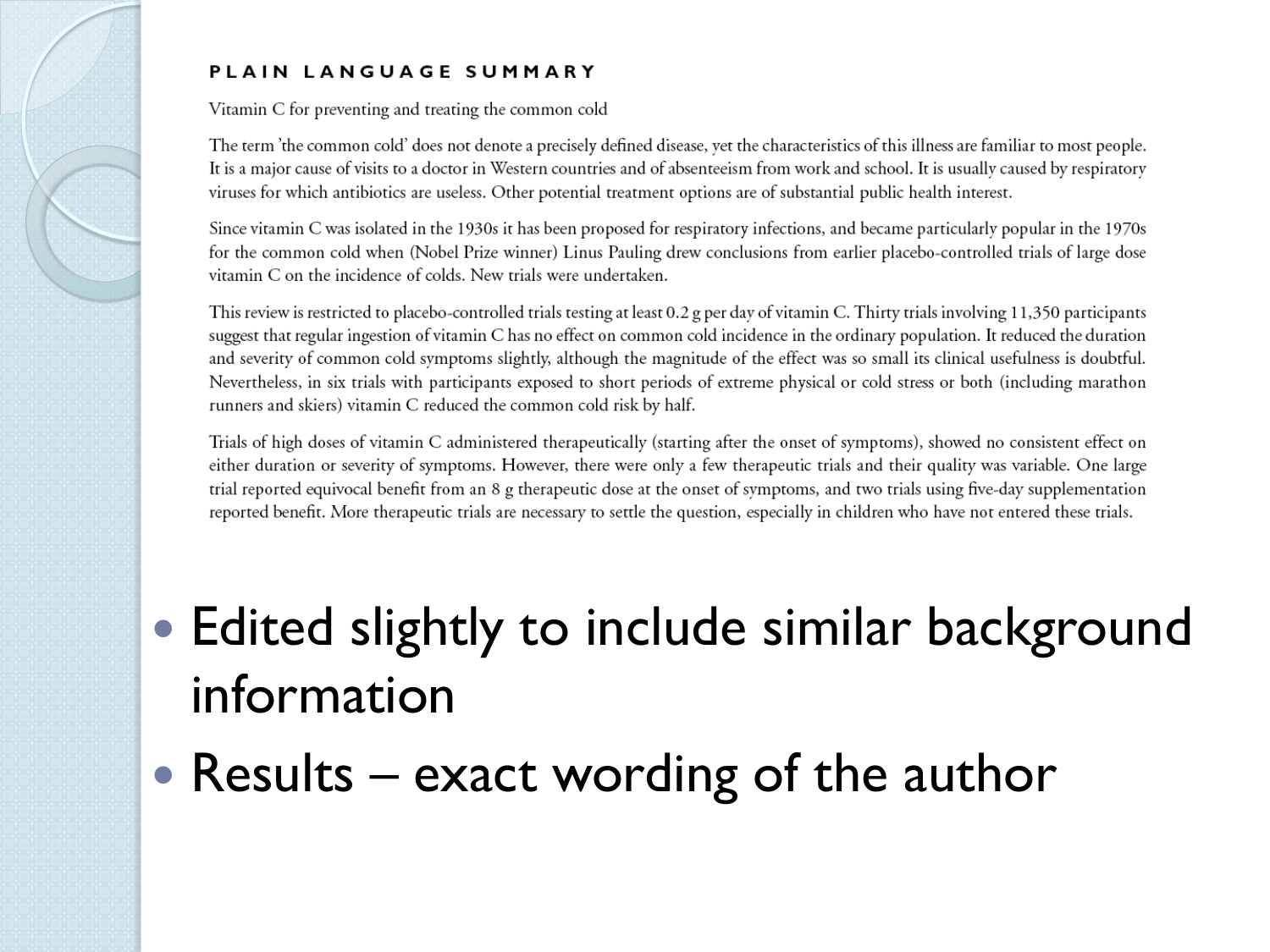## PLAIN LANGUAGE SUMMARY

Vitamin C for preventing and treating the common cold

The term 'the common cold' does not denote a precisely defined disease, yet the characteristics of this illness are familiar to most people. It is a major cause of visits to a doctor in Western countries and of absenteeism from work and school. It is usually caused by respiratory viruses for which antibiotics are useless. Other potential treatment options are of substantial public health interest.

Since vitamin C was isolated in the 1930s it has been proposed for respiratory infections, and became particularly popular in the 1970s for the common cold when (Nobel Prize winner) Linus Pauling drew conclusions from earlier placebo-controlled trials of large dose vitamin C on the incidence of colds. New trials were undertaken.

This review is restricted to placebo-controlled trials testing at least 0.2 g per day of vitamin C. Thirty trials involving 11,350 participants suggest that regular ingestion of vitamin C has no effect on common cold incidence in the ordinary population. It reduced the duration and severity of common cold symptoms slightly, although the magnitude of the effect was so small its clinical usefulness is doubtful. Nevertheless, in six trials with participants exposed to short periods of extreme physical or cold stress or both (including marathon runners and skiers) vitamin C reduced the common cold risk by half.

Trials of high doses of vitamin C administered therapeutically (starting after the onset of symptoms), showed no consistent effect on either duration or severity of symptoms. However, there were only a few therapeutic trials and their quality was variable. One large trial reported equivocal benefit from an 8 g therapeutic dose at the onset of symptoms, and two trials using five-day supplementation reported benefit. More therapeutic trials are necessary to settle the question, especially in children who have not entered these trials.

- Edited slightly to include similar background information
- Results – exact wording of the author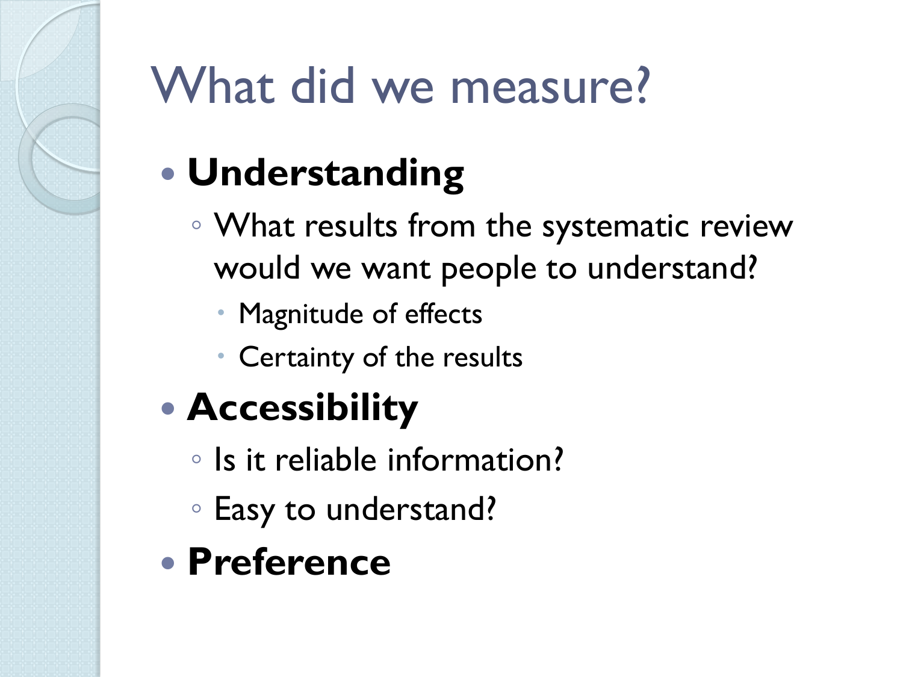# What did we measure?

- **Understanding**
  - What results from the systematic review would we want people to understand?
    - Magnitude of effects
    - Certainty of the results
- **Accessibility**
  - Is it reliable information?
  - Easy to understand?
- **Preference**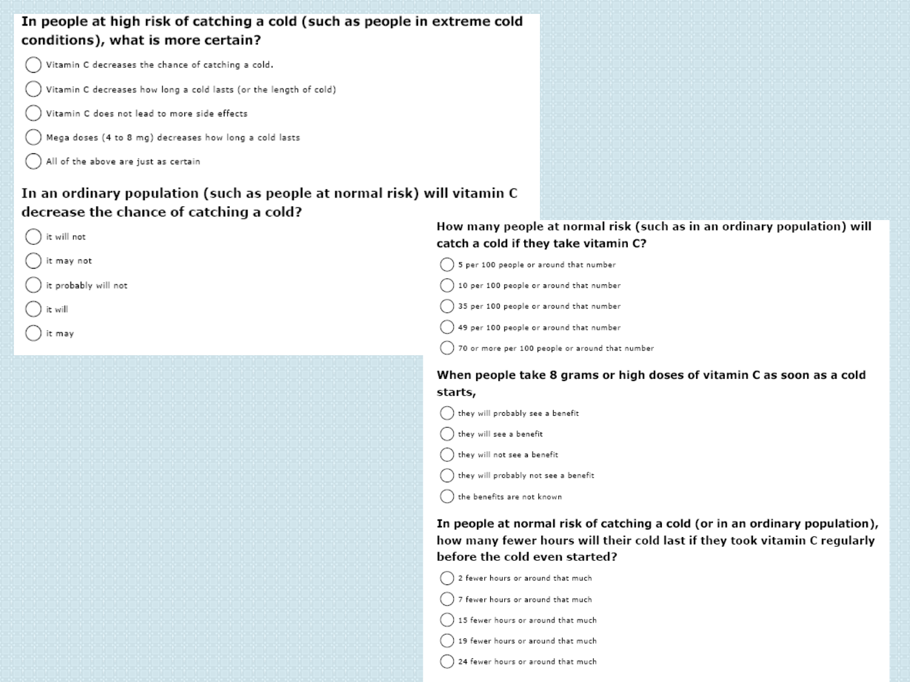**In people at high risk of catching a cold (such as people in extreme cold conditions), what is more certain?**

- ◯ Vitamin C decreases the chance of catching a cold.
- ◯ Vitamin C decreases how long a cold lasts (or the length of cold)
- ◯ Vitamin C does not lead to more side effects
- ◯ Mega doses (4 to 8 mg) decreases how long a cold lasts
- ◯ All of the above are just as certain

**In an ordinary population (such as people at normal risk) will vitamin C decrease the chance of catching a cold?**

- ◯ it will not
- ◯ it may not
- ◯ it probably will not
- ◯ it will
- ◯ it may

**How many people at normal risk (such as in an ordinary population) will catch a cold if they take vitamin C?**

- ◯ 5 per 100 people or around that number
- ◯ 10 per 100 people or around that number
- ◯ 35 per 100 people or around that number
- ◯ 49 per 100 people or around that number
- ◯ 70 or more per 100 people or around that number

**When people take 8 grams or high doses of vitamin C as soon as a cold starts,**

- ◯ they will probably see a benefit
- ◯ they will see a benefit
- ◯ they will not see a benefit
- ◯ they will probably not see a benefit
- ◯ the benefits are not known

**In people at normal risk of catching a cold (or in an ordinary population), how many fewer hours will their cold last if they took vitamin C regularly before the cold even started?**

- ◯ 2 fewer hours or around that much
- ◯ 7 fewer hours or around that much
- ◯ 15 fewer hours or around that much
- ◯ 19 fewer hours or around that much
- ◯ 24 fewer hours or around that much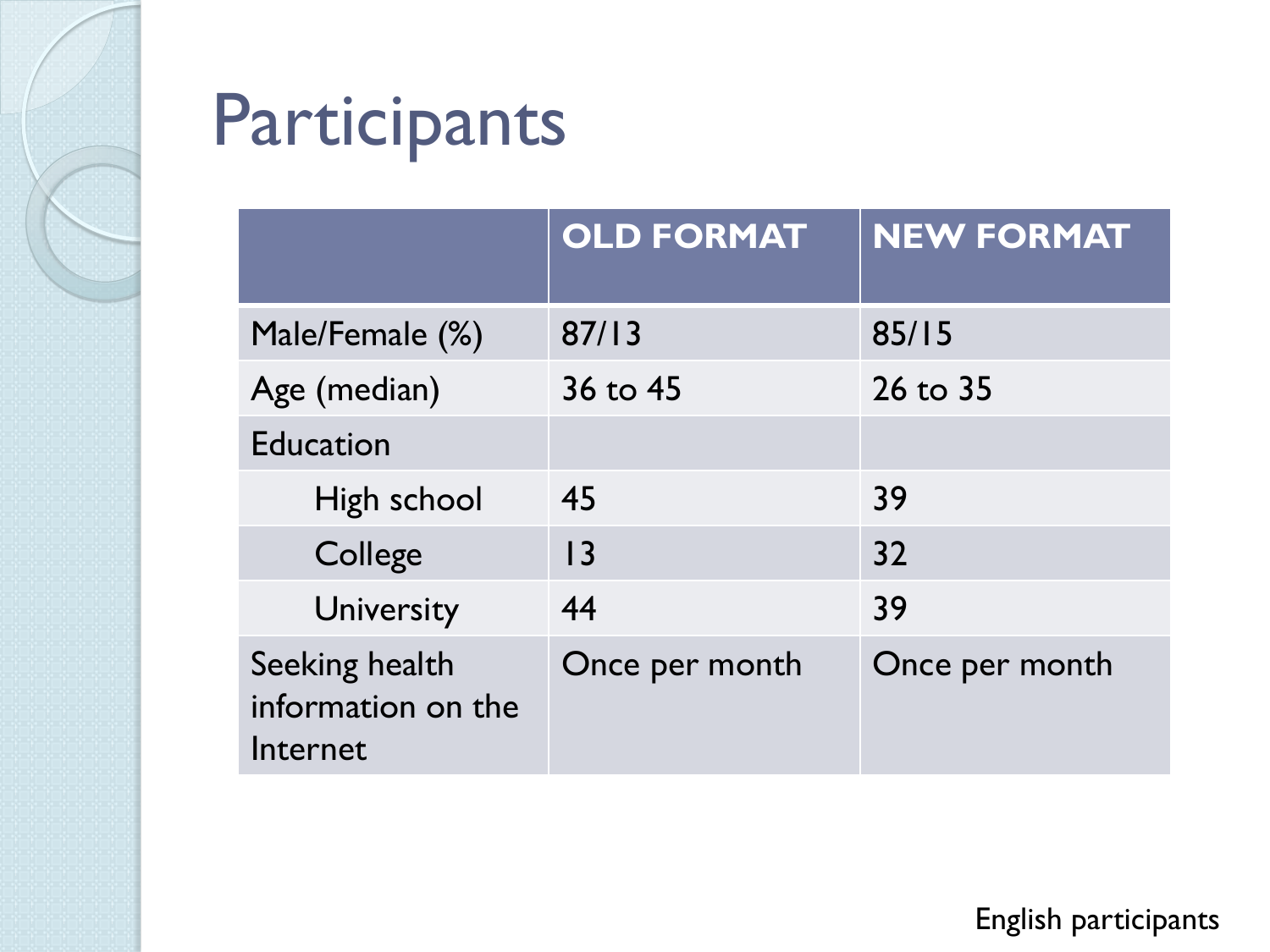# Participants

| | OLD FORMAT | NEW FORMAT |
|---|---|---|
| Male/Female (%) | 87/13 | 85/15 |
| Age (median) | 36 to 45 | 26 to 35 |
| Education | | |
| High school | 45 | 39 |
| College | 13 | 32 |
| University | 44 | 39 |
| Seeking health information on the Internet | Once per month | Once per month |

English participants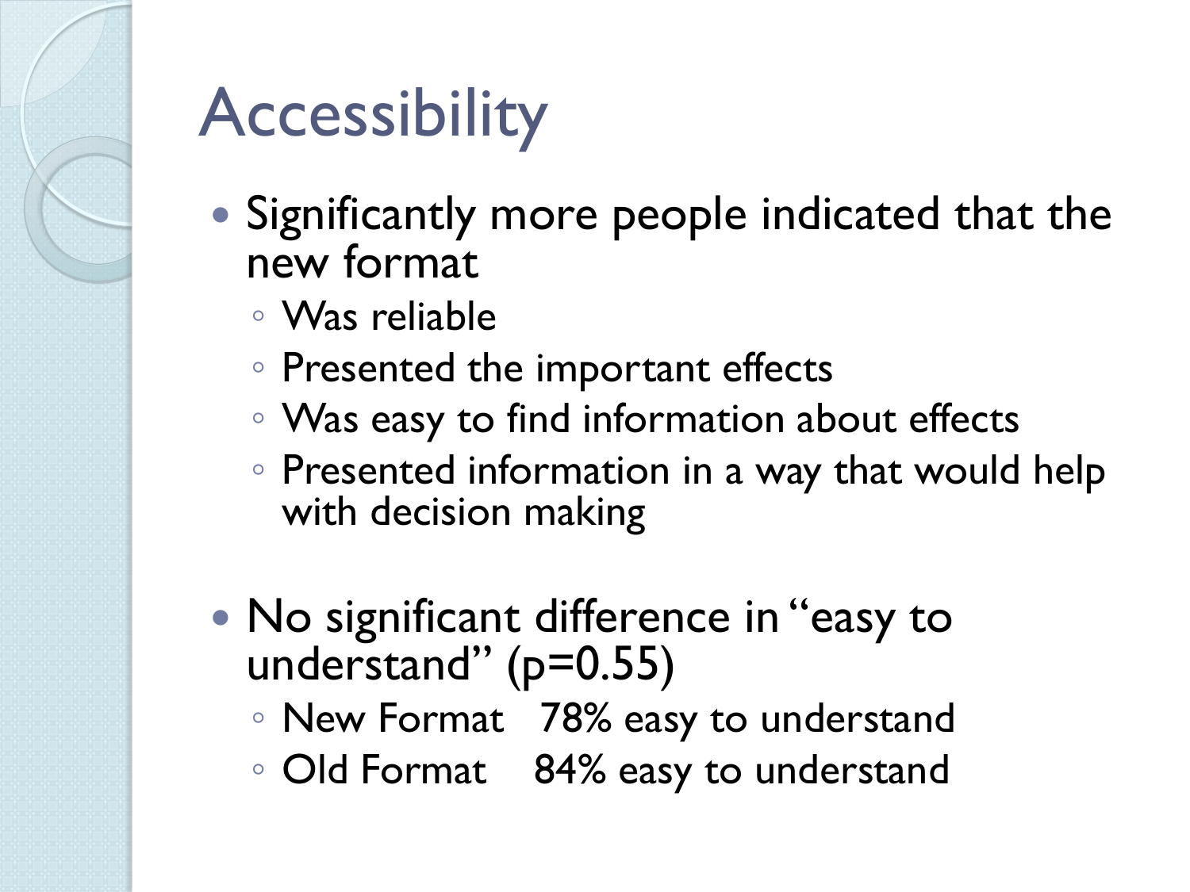# Accessibility

- Significantly more people indicated that the new format
  - Was reliable
  - Presented the important effects
  - Was easy to find information about effects
  - Presented information in a way that would help with decision making

- No significant difference in "easy to understand" ($p=0.55$)
  - New Format 78% easy to understand
  - Old Format 84% easy to understand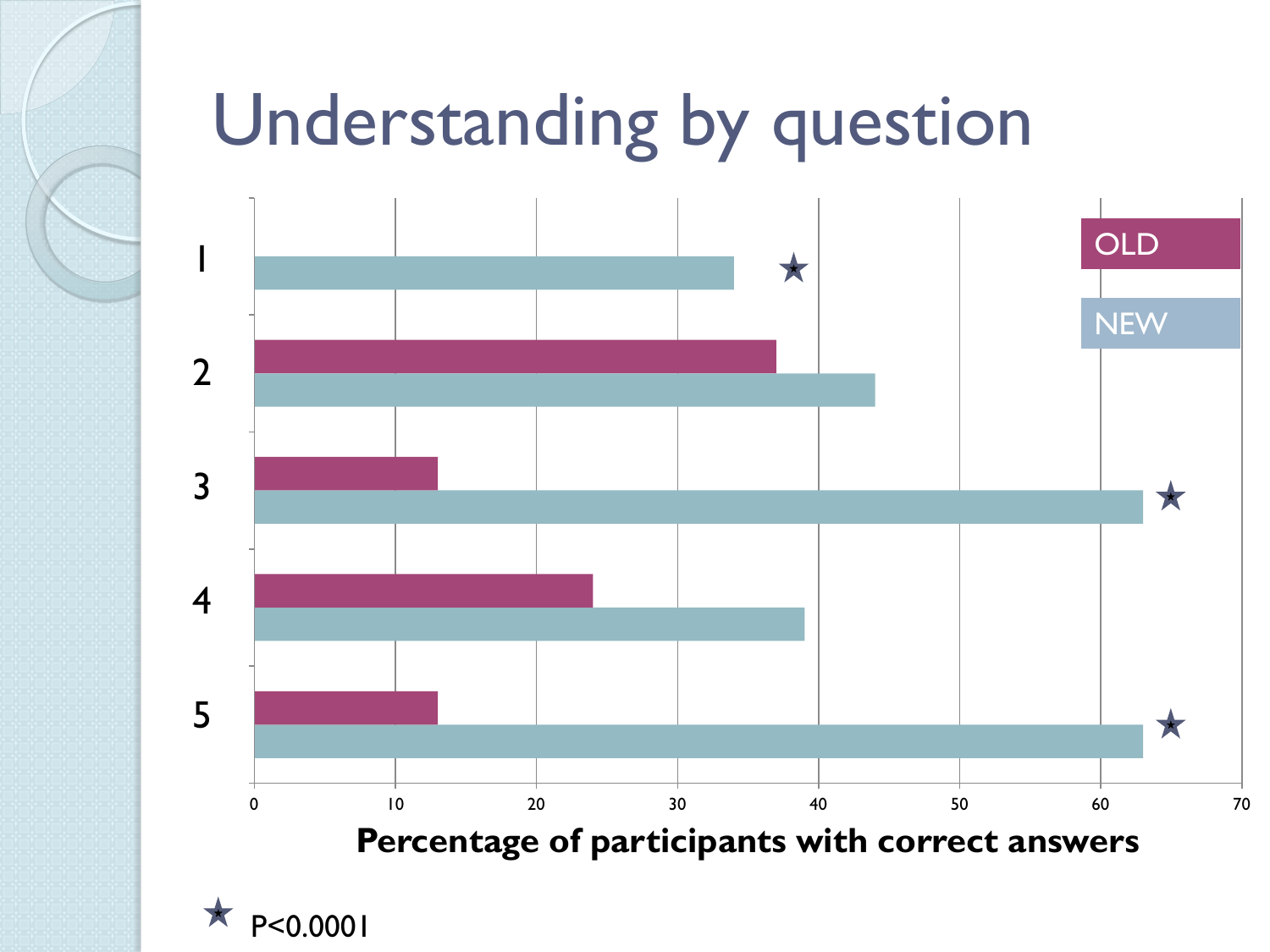# Understanding by question

| Question | OLD (%) | NEW (%) |
|---|---|---|
| 1 | | 34 ★ |
| 2 | 37 | 44 |
| 3 | 13 | 63 ★ |
| 4 | 24 | 39 |
| 5 | 13 | 63 ★ |

Percentage of participants with correct answers

★ P<0.0001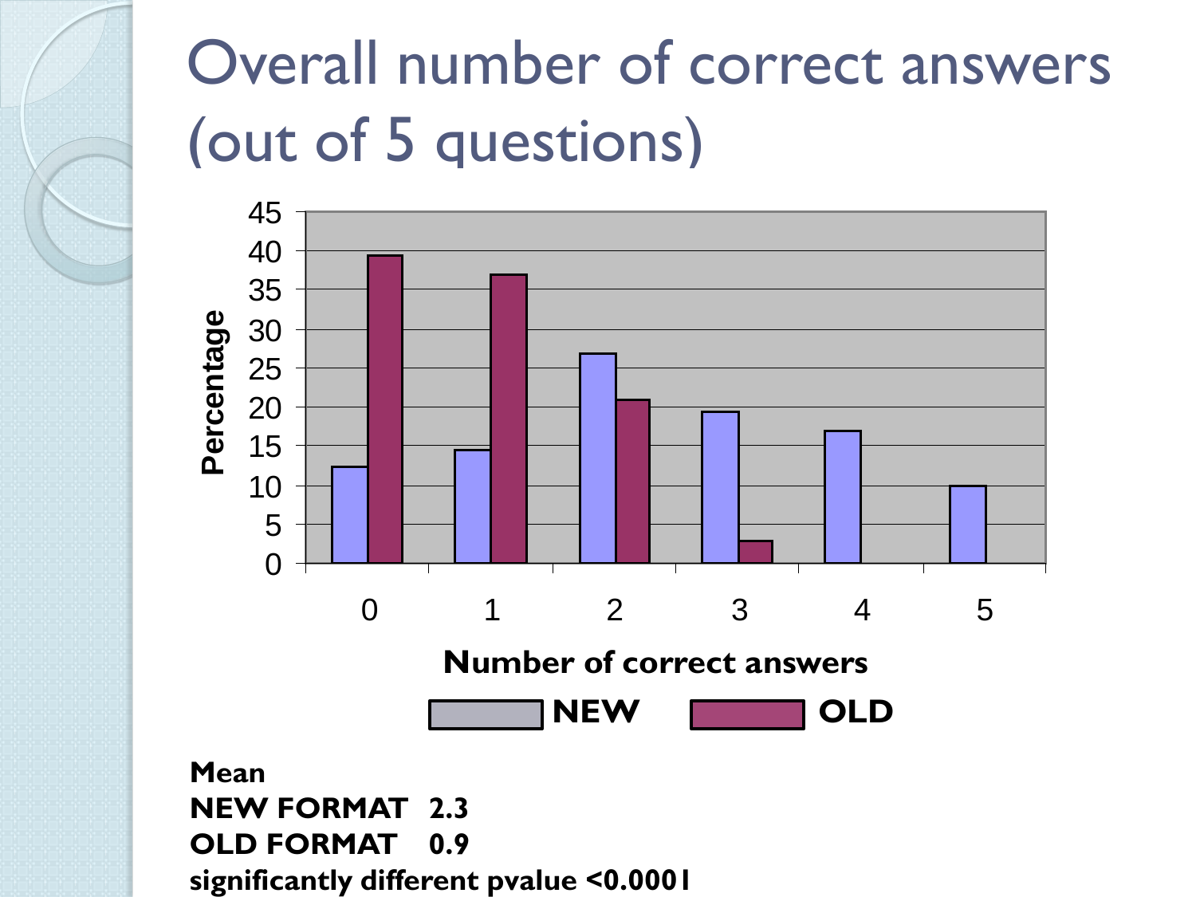# Overall number of correct answers (out of 5 questions)

**Mean**

**NEW FORMAT 2.3**

**OLD FORMAT 0.9**

**significantly different pvalue <0.0001**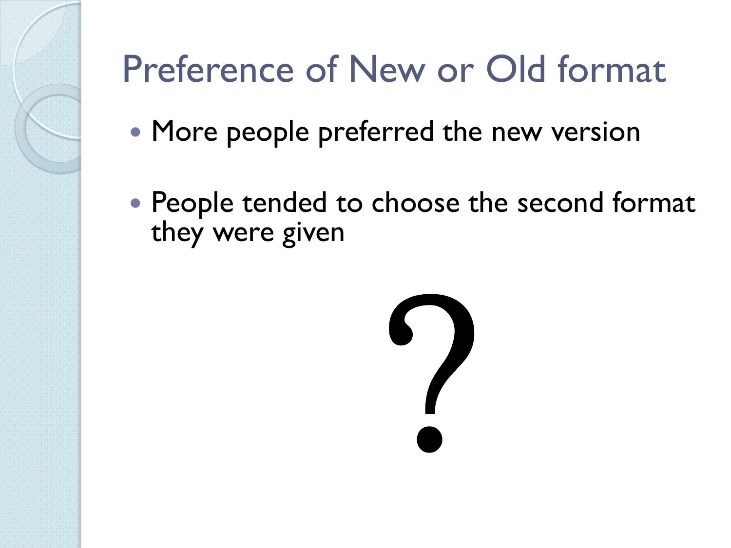# Preference of New or Old format

- More people preferred the new version
- People tended to choose the second format they were given

?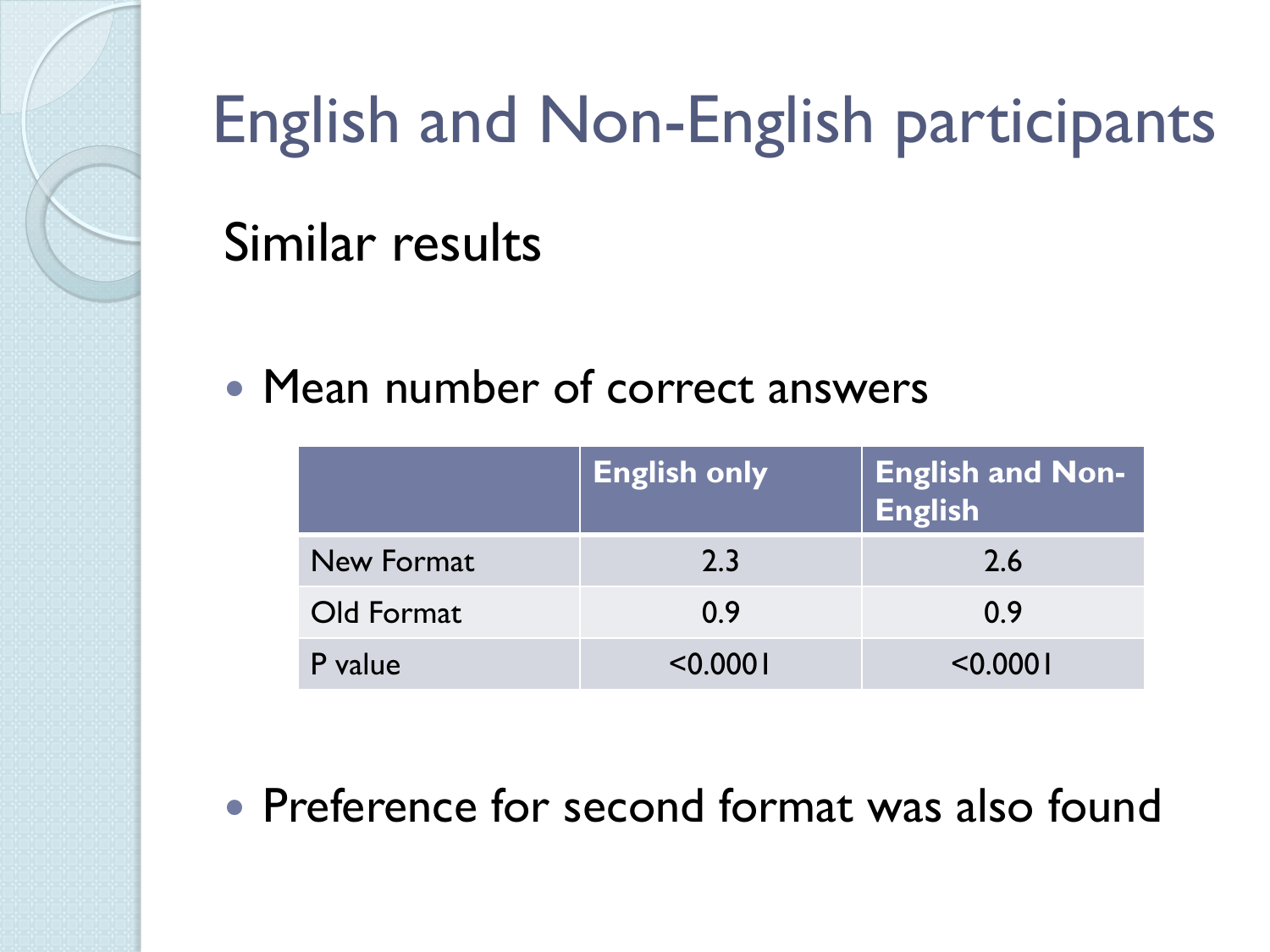# English and Non-English participants

## Similar results

- Mean number of correct answers

| | English only | English and Non-English |
|---|---|---|
| New Format | 2.3 | 2.6 |
| Old Format | 0.9 | 0.9 |
| P value | <0.0001 | <0.0001 |

- Preference for second format was also found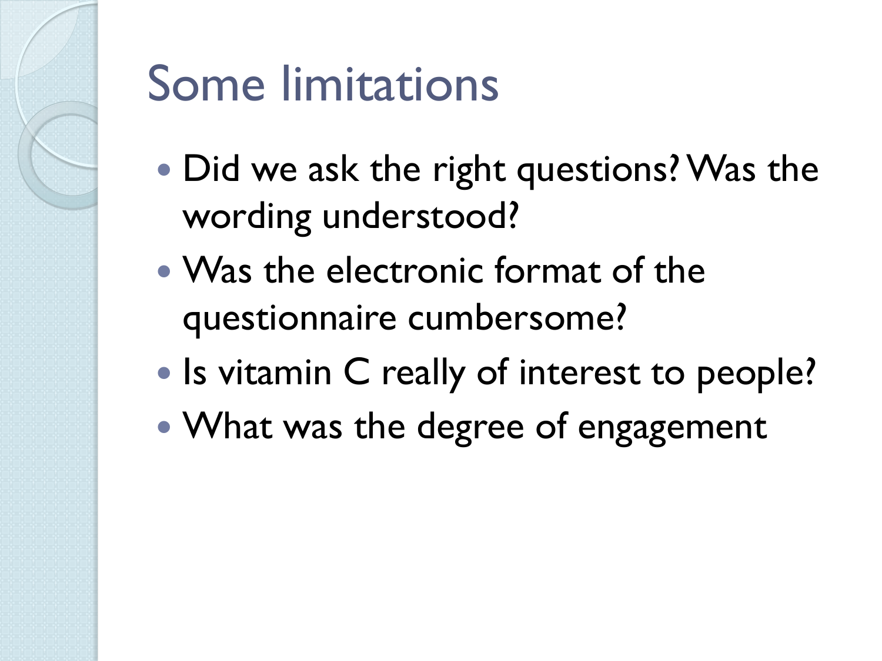# Some limitations

- Did we ask the right questions? Was the wording understood?
- Was the electronic format of the questionnaire cumbersome?
- Is vitamin C really of interest to people?
- What was the degree of engagement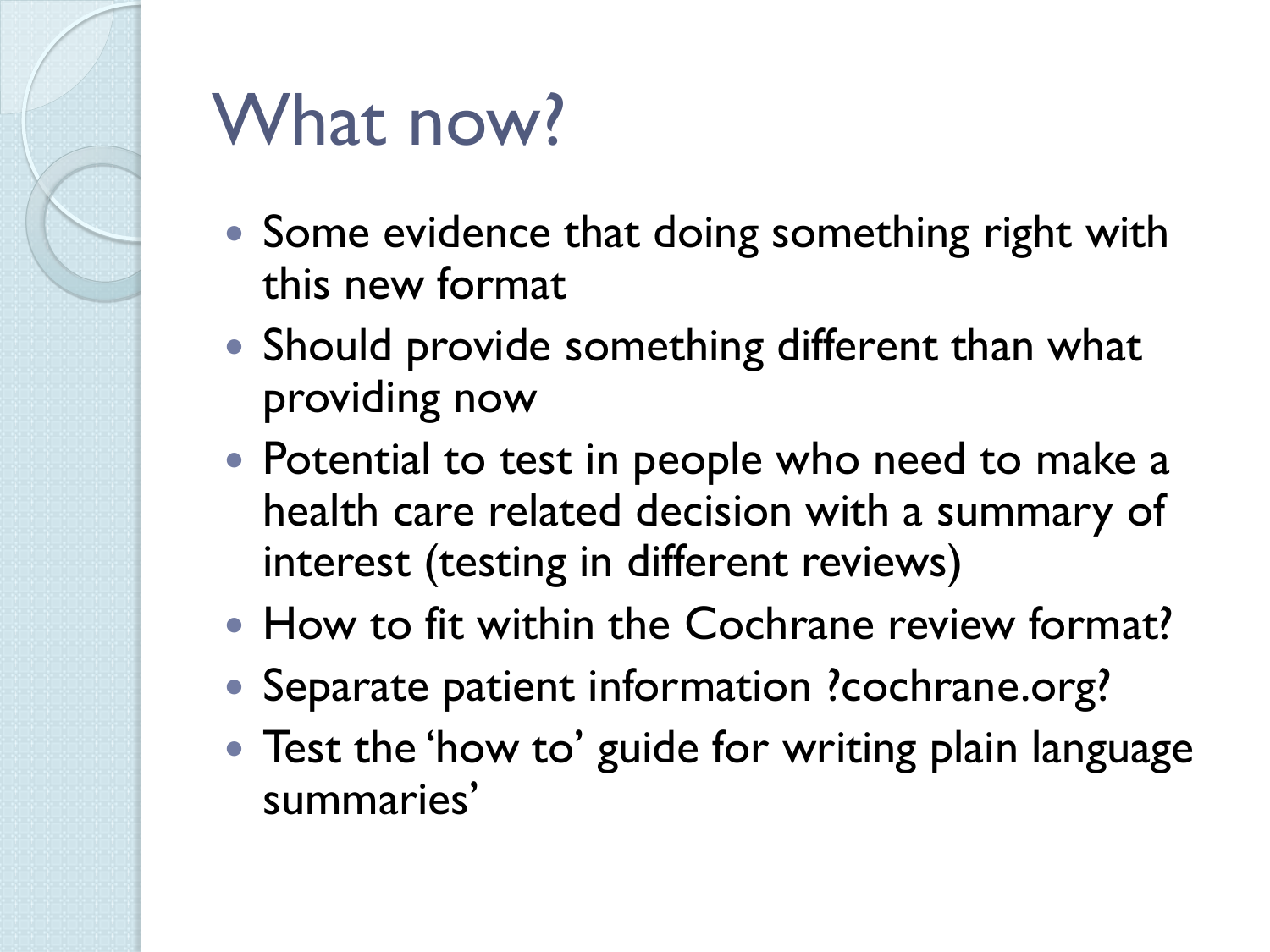# What now?

- Some evidence that doing something right with this new format
- Should provide something different than what providing now
- Potential to test in people who need to make a health care related decision with a summary of interest (testing in different reviews)
- How to fit within the Cochrane review format?
- Separate patient information ?cochrane.org?
- Test the 'how to' guide for writing plain language summaries'